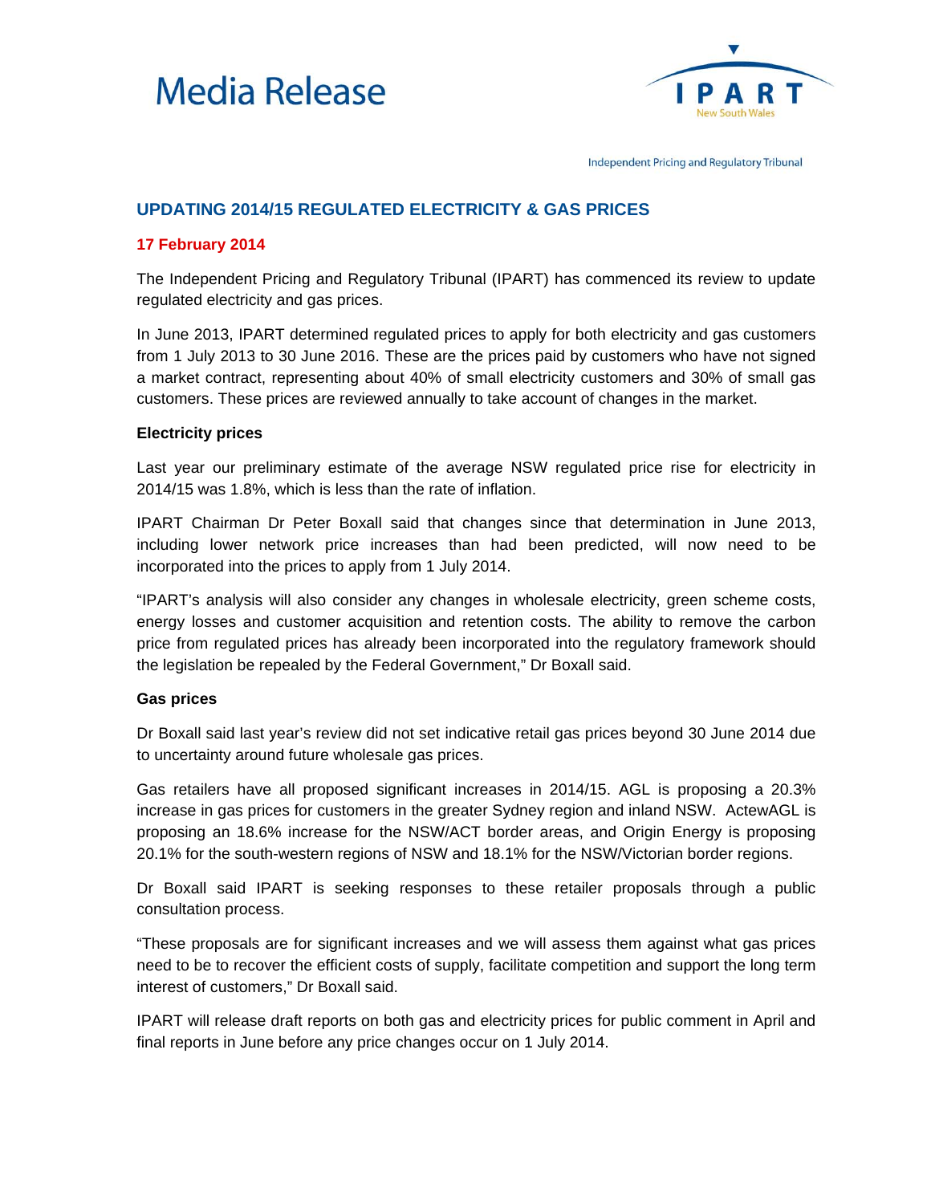# Media Release

IPART New South Wales

Independent Pricing and Regulatory Tribunal

## UPDATING 2014/15 REGULATED ELECTRICITY & GAS PRICES

**17 February 2014**

The Independent Pricing and Regulatory Tribunal (IPART) has commenced its review to update regulated electricity and gas prices.

In June 2013, IPART determined regulated prices to apply for both electricity and gas customers from 1 July 2013 to 30 June 2016. These are the prices paid by customers who have not signed a market contract, representing about 40% of small electricity customers and 30% of small gas customers. These prices are reviewed annually to take account of changes in the market.

### Electricity prices

Last year our preliminary estimate of the average NSW regulated price rise for electricity in 2014/15 was 1.8%, which is less than the rate of inflation.

IPART Chairman Dr Peter Boxall said that changes since that determination in June 2013, including lower network price increases than had been predicted, will now need to be incorporated into the prices to apply from 1 July 2014.

"IPART's analysis will also consider any changes in wholesale electricity, green scheme costs, energy losses and customer acquisition and retention costs. The ability to remove the carbon price from regulated prices has already been incorporated into the regulatory framework should the legislation be repealed by the Federal Government," Dr Boxall said.

### Gas prices

Dr Boxall said last year's review did not set indicative retail gas prices beyond 30 June 2014 due to uncertainty around future wholesale gas prices.

Gas retailers have all proposed significant increases in 2014/15. AGL is proposing a 20.3% increase in gas prices for customers in the greater Sydney region and inland NSW. ActewAGL is proposing an 18.6% increase for the NSW/ACT border areas, and Origin Energy is proposing 20.1% for the south-western regions of NSW and 18.1% for the NSW/Victorian border regions.

Dr Boxall said IPART is seeking responses to these retailer proposals through a public consultation process.

"These proposals are for significant increases and we will assess them against what gas prices need to be to recover the efficient costs of supply, facilitate competition and support the long term interest of customers," Dr Boxall said.

IPART will release draft reports on both gas and electricity prices for public comment in April and final reports in June before any price changes occur on 1 July 2014.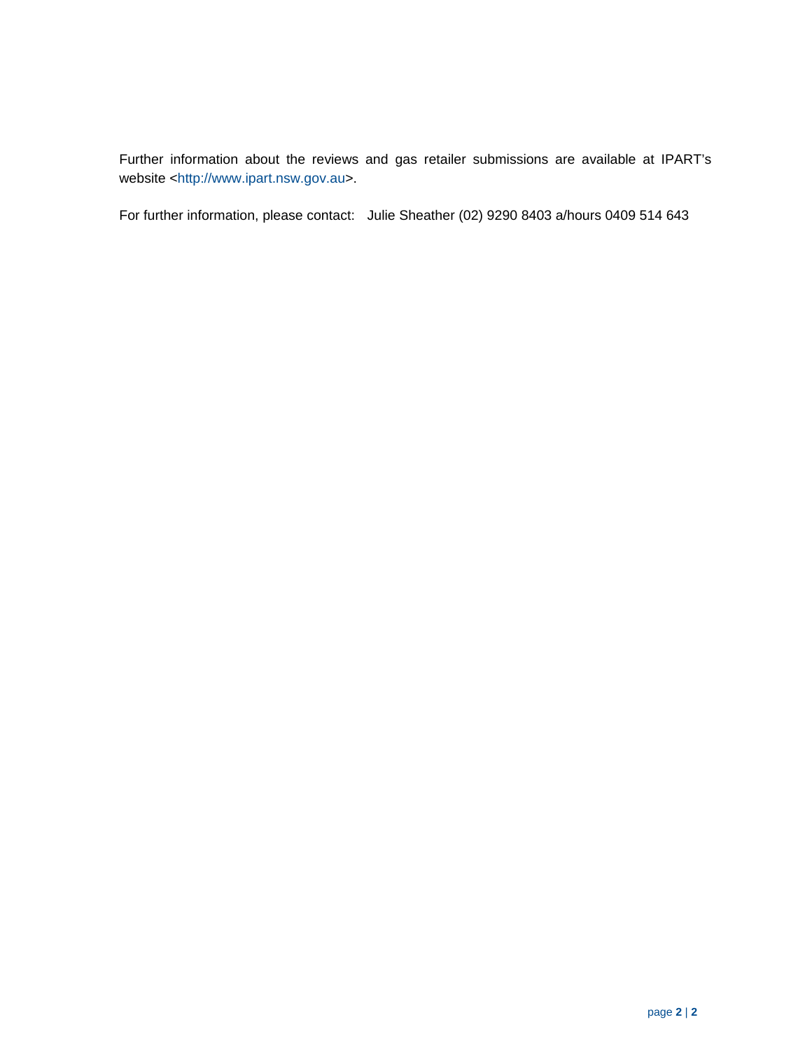Further information about the reviews and gas retailer submissions are available at IPART's website <http://www.ipart.nsw.gov.au>.

For further information, please contact: Julie Sheather (02) 9290 8403 a/hours 0409 514 643